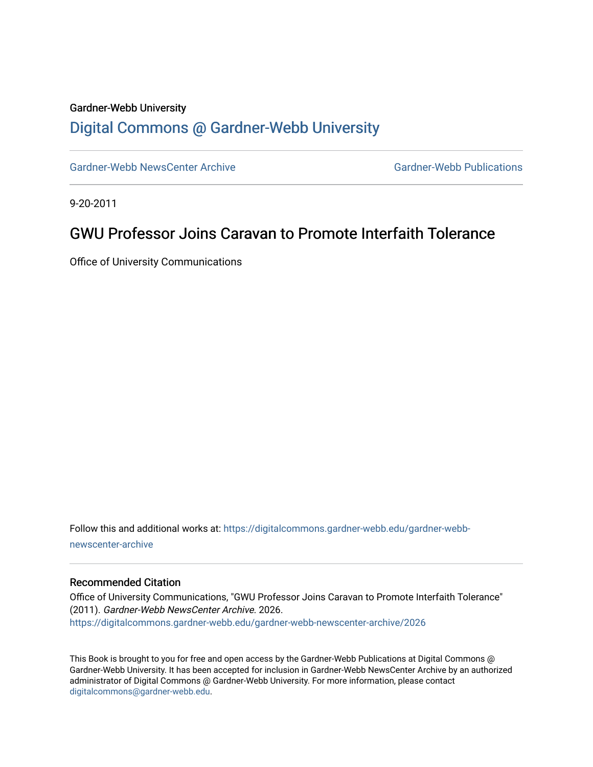Gardner-Webb University

# Digital Commons @ Gardner-Webb University

Gardner-Webb NewsCenter Archive

Gardner-Webb Publications

9-20-2011

## GWU Professor Joins Caravan to Promote Interfaith Tolerance

Office of University Communications

Follow this and additional works at: https://digitalcommons.gardner-webb.edu/gardner-webb-newscenter-archive

### Recommended Citation

Office of University Communications, "GWU Professor Joins Caravan to Promote Interfaith Tolerance" (2011). *Gardner-Webb NewsCenter Archive*. 2026.
https://digitalcommons.gardner-webb.edu/gardner-webb-newscenter-archive/2026

This Book is brought to you for free and open access by the Gardner-Webb Publications at Digital Commons @ Gardner-Webb University. It has been accepted for inclusion in Gardner-Webb NewsCenter Archive by an authorized administrator of Digital Commons @ Gardner-Webb University. For more information, please contact digitalcommons@gardner-webb.edu.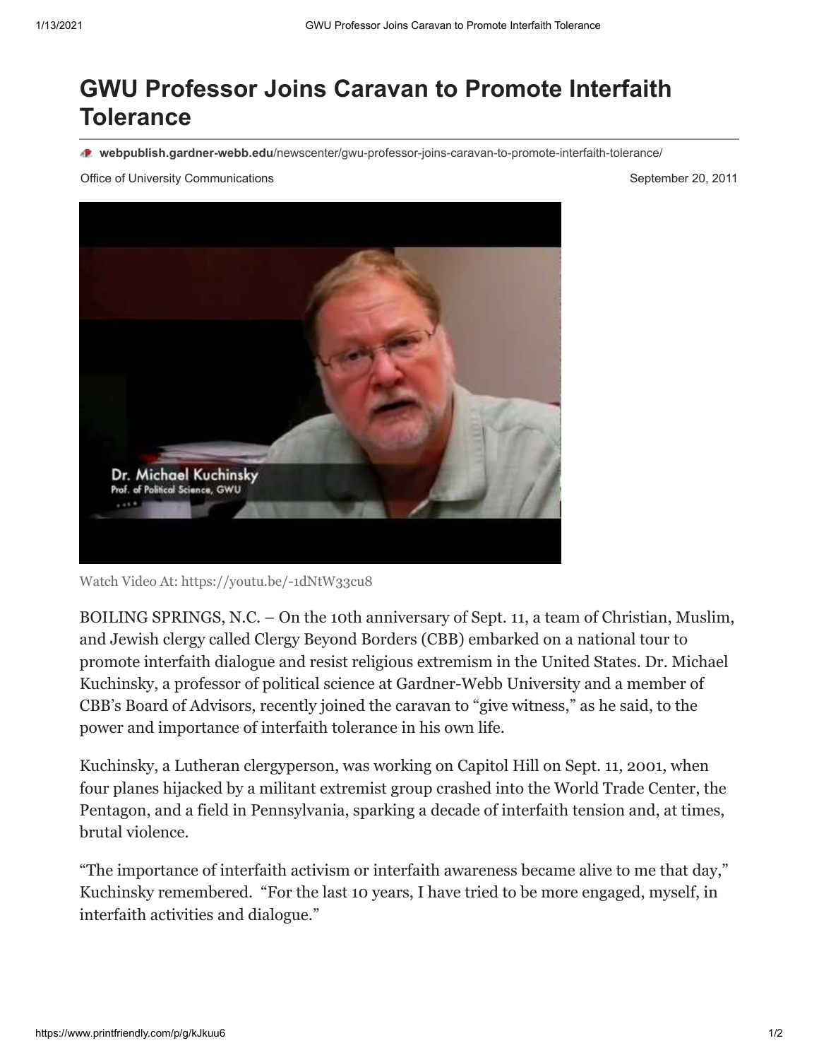# GWU Professor Joins Caravan to Promote Interfaith Tolerance

**webpublish.gardner-webb.edu**/newscenter/gwu-professor-joins-caravan-to-promote-interfaith-tolerance/

Office of University Communications

September 20, 2011

Watch Video At: https://youtu.be/-1dNtW33cu8

BOILING SPRINGS, N.C. – On the 10th anniversary of Sept. 11, a team of Christian, Muslim, and Jewish clergy called Clergy Beyond Borders (CBB) embarked on a national tour to promote interfaith dialogue and resist religious extremism in the United States. Dr. Michael Kuchinsky, a professor of political science at Gardner-Webb University and a member of CBB's Board of Advisors, recently joined the caravan to "give witness," as he said, to the power and importance of interfaith tolerance in his own life.

Kuchinsky, a Lutheran clergyperson, was working on Capitol Hill on Sept. 11, 2001, when four planes hijacked by a militant extremist group crashed into the World Trade Center, the Pentagon, and a field in Pennsylvania, sparking a decade of interfaith tension and, at times, brutal violence.

"The importance of interfaith activism or interfaith awareness became alive to me that day," Kuchinsky remembered. "For the last 10 years, I have tried to be more engaged, myself, in interfaith activities and dialogue."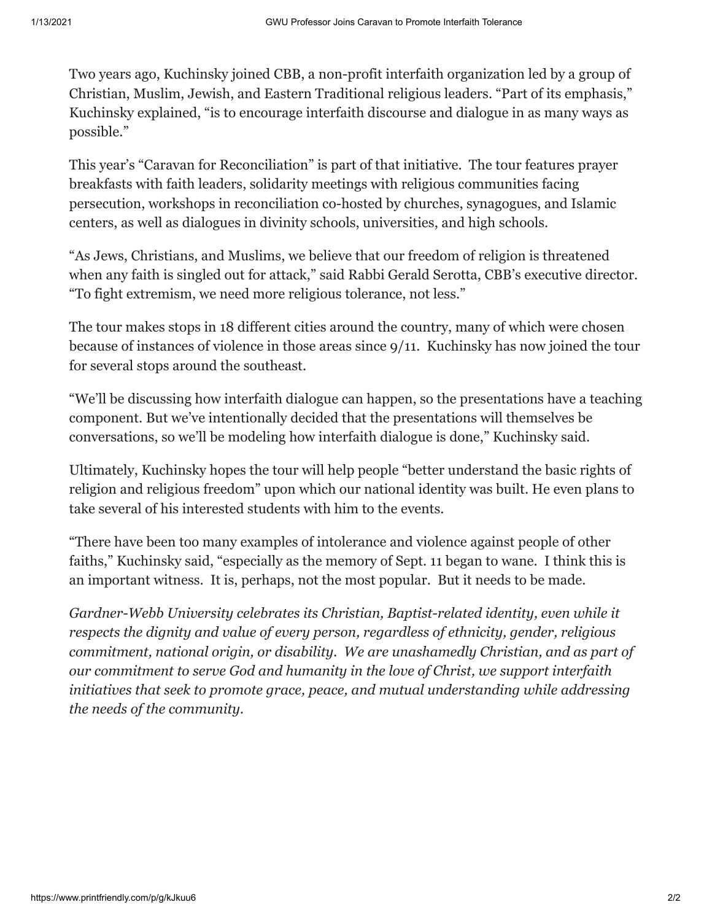Two years ago, Kuchinsky joined CBB, a non-profit interfaith organization led by a group of Christian, Muslim, Jewish, and Eastern Traditional religious leaders. “Part of its emphasis,” Kuchinsky explained, “is to encourage interfaith discourse and dialogue in as many ways as possible.”

This year’s “Caravan for Reconciliation” is part of that initiative. The tour features prayer breakfasts with faith leaders, solidarity meetings with religious communities facing persecution, workshops in reconciliation co-hosted by churches, synagogues, and Islamic centers, as well as dialogues in divinity schools, universities, and high schools.

“As Jews, Christians, and Muslims, we believe that our freedom of religion is threatened when any faith is singled out for attack,” said Rabbi Gerald Serotta, CBB’s executive director. “To fight extremism, we need more religious tolerance, not less.”

The tour makes stops in 18 different cities around the country, many of which were chosen because of instances of violence in those areas since 9/11. Kuchinsky has now joined the tour for several stops around the southeast.

“We’ll be discussing how interfaith dialogue can happen, so the presentations have a teaching component. But we’ve intentionally decided that the presentations will themselves be conversations, so we’ll be modeling how interfaith dialogue is done,” Kuchinsky said.

Ultimately, Kuchinsky hopes the tour will help people “better understand the basic rights of religion and religious freedom” upon which our national identity was built. He even plans to take several of his interested students with him to the events.

“There have been too many examples of intolerance and violence against people of other faiths,” Kuchinsky said, “especially as the memory of Sept. 11 began to wane. I think this is an important witness. It is, perhaps, not the most popular. But it needs to be made.

*Gardner-Webb University celebrates its Christian, Baptist-related identity, even while it respects the dignity and value of every person, regardless of ethnicity, gender, religious commitment, national origin, or disability. We are unashamedly Christian, and as part of our commitment to serve God and humanity in the love of Christ, we support interfaith initiatives that seek to promote grace, peace, and mutual understanding while addressing the needs of the community.*